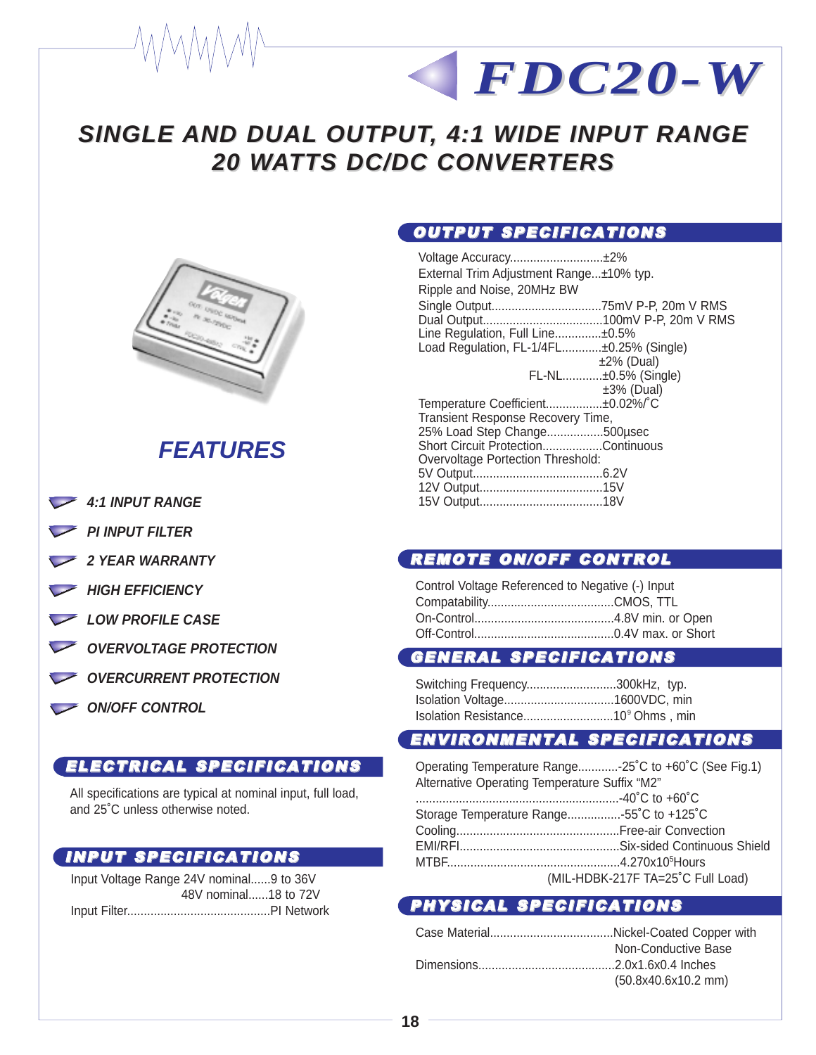# FDC20-W

## SINGLE AND DUAL OUTPUT, 4:1 WIDE INPUT RANGE 20 WATTS DC/DC CONVERTERS

## FEATURES

- *4:1 INPUT RANGE*
- *PI INPUT FILTER*
- *2 YEAR WARRANTY*
- *HIGH EFFICIENCY*
- *LOW PROFILE CASE*
- *OVERVOLTAGE PROTECTION*
- *OVERCURRENT PROTECTION*
- *ON/OFF CONTROL*

## ELECTRICAL SPECIFICATIONS

All specifications are typical at nominal input, full load, and 25˚C unless otherwise noted.

## INPUT SPECIFICATIONS

Input Voltage Range 24V nominal......9 to 36V
48V nominal......18 to 72V
Input Filter..........................................PI Network

## OUTPUT SPECIFICATIONS

Voltage Accuracy...........................±2%
External Trim Adjustment Range...±10% typ.
Ripple and Noise, 20MHz BW
Single Output................................75mV P-P, 20m V RMS
Dual Output...................................100mV P-P, 20m V RMS
Line Regulation, Full Line.............±0.5%
Load Regulation, FL-1/4FL...........±0.25% (Single)
±2% (Dual)
FL-NL...........±0.5% (Single)
±3% (Dual)
Temperature Coefficient................±0.02%/˚C
Transient Response Recovery Time,
25% Load Step Change.................500µsec
Short Circuit Protection.................Continuous
Overvoltage Portection Threshold:
5V Output.......................................6.2V
12V Output.....................................15V
15V Output.....................................18V

## REMOTE ON/OFF CONTROL

Control Voltage Referenced to Negative (-) Input
Compatability.....................................CMOS, TTL
On-Control.........................................4.8V min. or Open
Off-Control.........................................0.4V max. or Short

## GENERAL SPECIFICATIONS

Switching Frequency..........................300kHz, typ.
Isolation Voltage................................1600VDC, min
Isolation Resistance...........................$10^9$ Ohms , min

## ENVIRONMENTAL SPECIFICATIONS

Operating Temperature Range............-25˚C to +60˚C (See Fig.1)
Alternative Operating Temperature Suffix "M2"
............................................................-40˚C to +60˚C
Storage Temperature Range................-55˚C to +125˚C
Cooling.................................................Free-air Convection
EMI/RFI................................................Six-sided Continuous Shield
MTBF...................................................$4.270\times10^5$ Hours
(MIL-HDBK-217F TA=25˚C Full Load)

## PHYSICAL SPECIFICATIONS

Case Material.....................................Nickel-Coated Copper with
Non-Conductive Base
Dimensions.........................................2.0x1.6x0.4 Inches
(50.8x40.6x10.2 mm)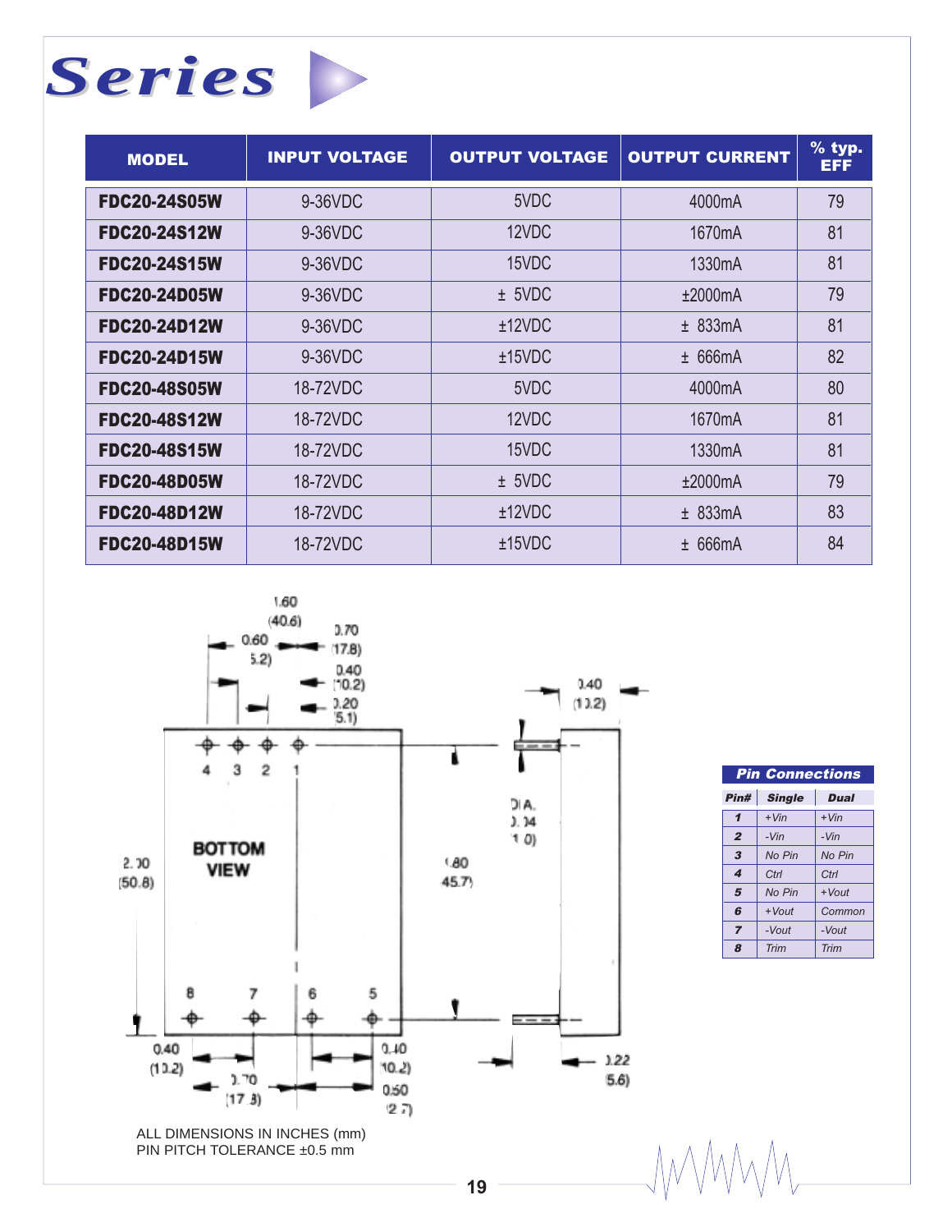# Series

| MODEL | INPUT VOLTAGE | OUTPUT VOLTAGE | OUTPUT CURRENT | % typ. EFF |
|---|---|---|---|---|
| FDC20-24S05W | 9-36VDC | 5VDC | 4000mA | 79 |
| FDC20-24S12W | 9-36VDC | 12VDC | 1670mA | 81 |
| FDC20-24S15W | 9-36VDC | 15VDC | 1330mA | 81 |
| FDC20-24D05W | 9-36VDC | ± 5VDC | ±2000mA | 79 |
| FDC20-24D12W | 9-36VDC | ±12VDC | ± 833mA | 81 |
| FDC20-24D15W | 9-36VDC | ±15VDC | ± 666mA | 82 |
| FDC20-48S05W | 18-72VDC | 5VDC | 4000mA | 80 |
| FDC20-48S12W | 18-72VDC | 12VDC | 1670mA | 81 |
| FDC20-48S15W | 18-72VDC | 15VDC | 1330mA | 81 |
| FDC20-48D05W | 18-72VDC | ± 5VDC | ±2000mA | 79 |
| FDC20-48D12W | 18-72VDC | ±12VDC | ± 833mA | 83 |
| FDC20-48D15W | 18-72VDC | ±15VDC | ± 666mA | 84 |

1.60
(40.6)
0.60
(15.2)
0.70
(17.8)
0.40
(10.2)
0.20
(5.1)
0.40
(10.2)
4 3 2 1
BOTTOM VIEW
2.00
(50.8)
DIA.
0.04
(1.0)
1.80
(45.7)
8 7 6 5
0.40
(10.2)
0.70
(17.8)
0.40
(10.2)
0.60
(2.7)
0.22
(5.6)

ALL DIMENSIONS IN INCHES (mm)
PIN PITCH TOLERANCE ±0.5 mm

**Pin Connections**

| Pin# | Single | Dual |
|---|---|---|
| 1 | +Vin | +Vin |
| 2 | -Vin | -Vin |
| 3 | No Pin | No Pin |
| 4 | Ctrl | Ctrl |
| 5 | No Pin | +Vout |
| 6 | +Vout | Common |
| 7 | -Vout | -Vout |
| 8 | Trim | Trim |